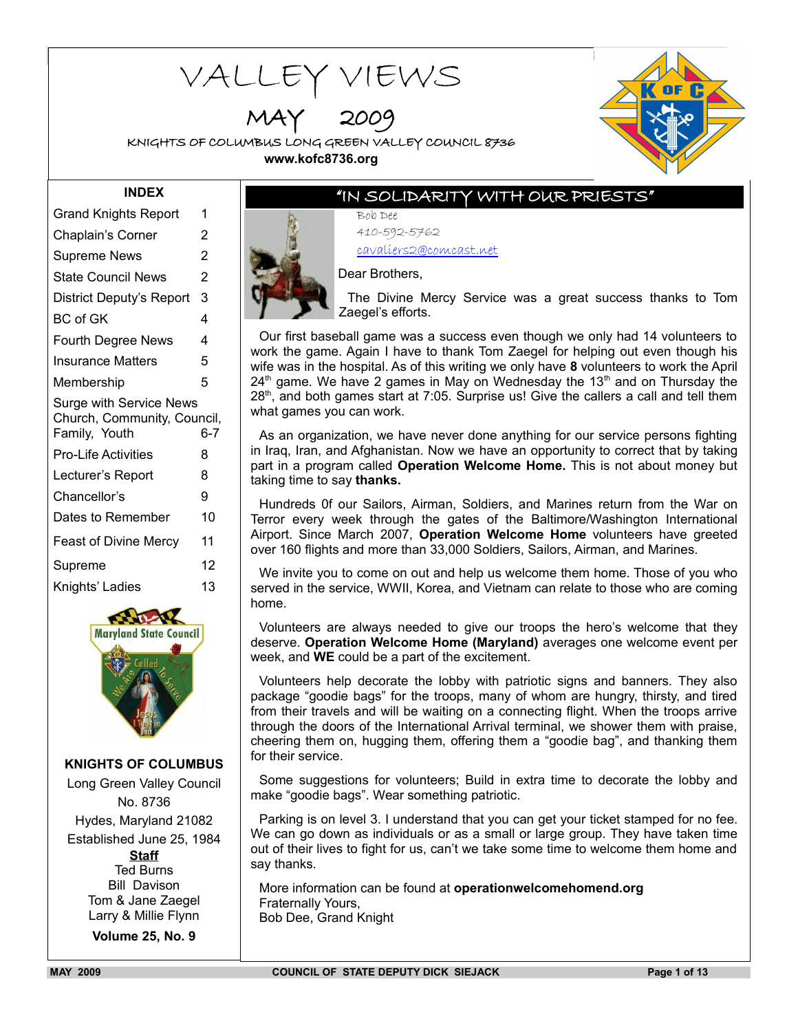# VALLEY VIEWS

## MAY 2009

KNIGHTS OF COLUMBUS LONG GREEN VALLEY COUNCIL 8736

**www.kofc8736.org**

### INDEX

| | |
|---|---|
| Grand Knights Report | 1 |
| Chaplain's Corner | 2 |
| Supreme News | 2 |
| State Council News | 2 |
| District Deputy's Report | 3 |
| BC of GK | 4 |
| Fourth Degree News | 4 |
| Insurance Matters | 5 |
| Membership | 5 |
| Surge with Service News Church, Community, Council, Family, Youth | 6-7 |
| Pro-Life Activities | 8 |
| Lecturer's Report | 8 |
| Chancellor's | 9 |
| Dates to Remember | 10 |
| Feast of Divine Mercy | 11 |
| Supreme | 12 |
| Knights' Ladies | 13 |

**KNIGHTS OF COLUMBUS**

Long Green Valley Council No. 8736

Hydes, Maryland 21082

Established June 25, 1984

**Staff**

Ted Burns

Bill Davison

Tom & Jane Zaegel

Larry & Millie Flynn

**Volume 25, No. 9**

## "IN SOLIDARITY WITH OUR PRIESTS"

Bob Dee

410-592-5762

cavaliers2@comcast.net

Dear Brothers,

The Divine Mercy Service was a great success thanks to Tom Zaegel's efforts.

Our first baseball game was a success even though we only had 14 volunteers to work the game. Again I have to thank Tom Zaegel for helping out even though his wife was in the hospital. As of this writing we only have **8** volunteers to work the April 24th game. We have 2 games in May on Wednesday the 13th and on Thursday the 28th, and both games start at 7:05. Surprise us! Give the callers a call and tell them what games you can work.

As an organization, we have never done anything for our service persons fighting in Iraq, Iran, and Afghanistan. Now we have an opportunity to correct that by taking part in a program called **Operation Welcome Home.** This is not about money but taking time to say **thanks.**

Hundreds 0f our Sailors, Airman, Soldiers, and Marines return from the War on Terror every week through the gates of the Baltimore/Washington International Airport. Since March 2007, **Operation Welcome Home** volunteers have greeted over 160 flights and more than 33,000 Soldiers, Sailors, Airman, and Marines.

We invite you to come on out and help us welcome them home. Those of you who served in the service, WWII, Korea, and Vietnam can relate to those who are coming home.

Volunteers are always needed to give our troops the hero's welcome that they deserve. **Operation Welcome Home (Maryland)** averages one welcome event per week, and **WE** could be a part of the excitement.

Volunteers help decorate the lobby with patriotic signs and banners. They also package "goodie bags" for the troops, many of whom are hungry, thirsty, and tired from their travels and will be waiting on a connecting flight. When the troops arrive through the doors of the International Arrival terminal, we shower them with praise, cheering them on, hugging them, offering them a "goodie bag", and thanking them for their service.

Some suggestions for volunteers; Build in extra time to decorate the lobby and make "goodie bags". Wear something patriotic.

Parking is on level 3. I understand that you can get your ticket stamped for no fee. We can go down as individuals or as a small or large group. They have taken time out of their lives to fight for us, can't we take some time to welcome them home and say thanks.

More information can be found at **operationwelcomehomend.org**

Fraternally Yours,

Bob Dee, Grand Knight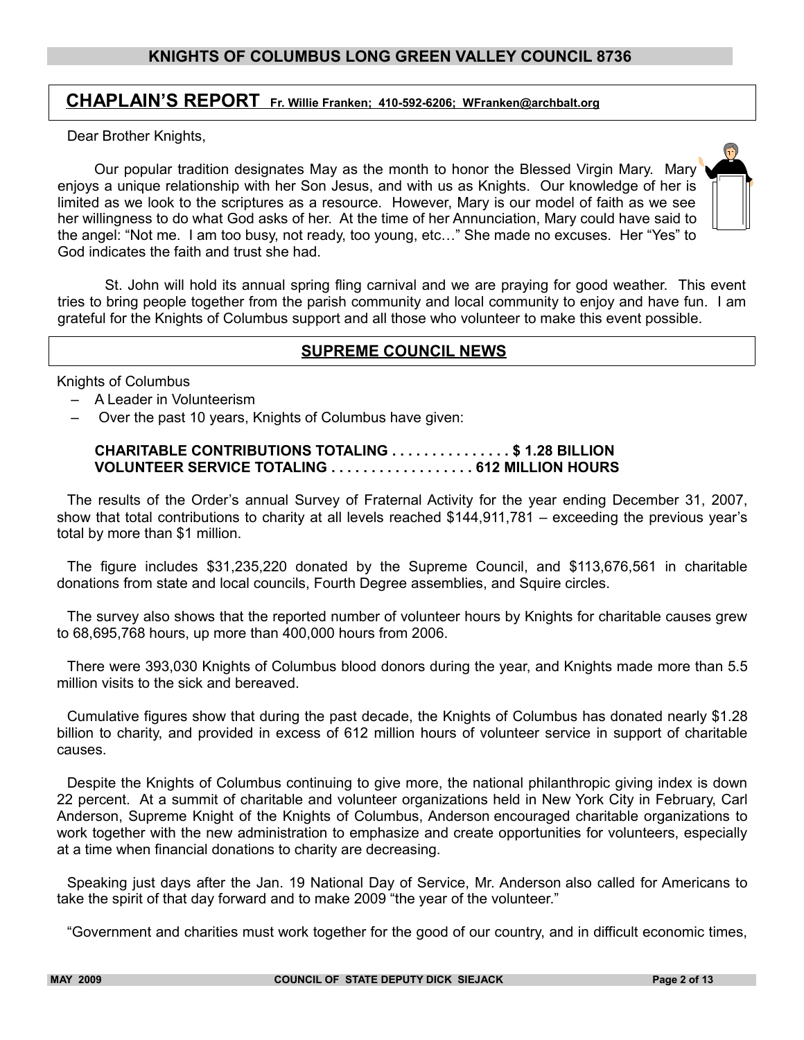## CHAPLAIN'S REPORT Fr. Willie Franken; 410-592-6206; WFranken@archbalt.org

Dear Brother Knights,

Our popular tradition designates May as the month to honor the Blessed Virgin Mary. Mary enjoys a unique relationship with her Son Jesus, and with us as Knights. Our knowledge of her is limited as we look to the scriptures as a resource. However, Mary is our model of faith as we see her willingness to do what God asks of her. At the time of her Annunciation, Mary could have said to the angel: "Not me. I am too busy, not ready, too young, etc…" She made no excuses. Her "Yes" to God indicates the faith and trust she had.

St. John will hold its annual spring fling carnival and we are praying for good weather. This event tries to bring people together from the parish community and local community to enjoy and have fun. I am grateful for the Knights of Columbus support and all those who volunteer to make this event possible.

## SUPREME COUNCIL NEWS

Knights of Columbus

- A Leader in Volunteerism
- Over the past 10 years, Knights of Columbus have given:

**CHARITABLE CONTRIBUTIONS TOTALING . . . . . . . . . . . . . . . $ 1.28 BILLION**
**VOLUNTEER SERVICE TOTALING . . . . . . . . . . . . . . . . . . 612 MILLION HOURS**

The results of the Order's annual Survey of Fraternal Activity for the year ending December 31, 2007, show that total contributions to charity at all levels reached $144,911,781 – exceeding the previous year's total by more than $1 million.

The figure includes $31,235,220 donated by the Supreme Council, and $113,676,561 in charitable donations from state and local councils, Fourth Degree assemblies, and Squire circles.

The survey also shows that the reported number of volunteer hours by Knights for charitable causes grew to 68,695,768 hours, up more than 400,000 hours from 2006.

There were 393,030 Knights of Columbus blood donors during the year, and Knights made more than 5.5 million visits to the sick and bereaved.

Cumulative figures show that during the past decade, the Knights of Columbus has donated nearly $1.28 billion to charity, and provided in excess of 612 million hours of volunteer service in support of charitable causes.

Despite the Knights of Columbus continuing to give more, the national philanthropic giving index is down 22 percent. At a summit of charitable and volunteer organizations held in New York City in February, Carl Anderson, Supreme Knight of the Knights of Columbus, Anderson encouraged charitable organizations to work together with the new administration to emphasize and create opportunities for volunteers, especially at a time when financial donations to charity are decreasing.

Speaking just days after the Jan. 19 National Day of Service, Mr. Anderson also called for Americans to take the spirit of that day forward and to make 2009 "the year of the volunteer."

"Government and charities must work together for the good of our country, and in difficult economic times,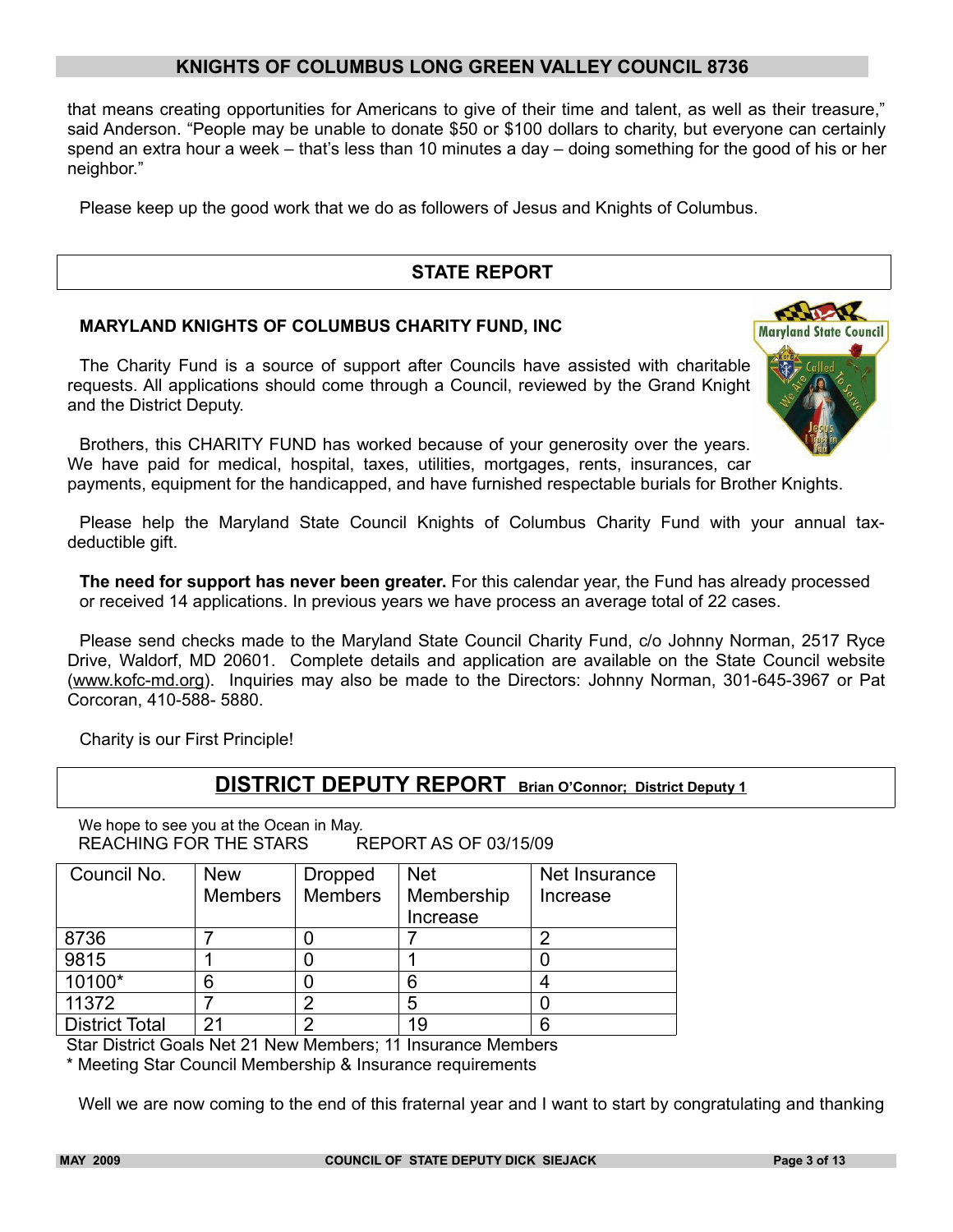that means creating opportunities for Americans to give of their time and talent, as well as their treasure," said Anderson. "People may be unable to donate $50 or $100 dollars to charity, but everyone can certainly spend an extra hour a week – that's less than 10 minutes a day – doing something for the good of his or her neighbor."

Please keep up the good work that we do as followers of Jesus and Knights of Columbus.

## STATE REPORT

### MARYLAND KNIGHTS OF COLUMBUS CHARITY FUND, INC

The Charity Fund is a source of support after Councils have assisted with charitable requests. All applications should come through a Council, reviewed by the Grand Knight and the District Deputy.

Brothers, this CHARITY FUND has worked because of your generosity over the years. We have paid for medical, hospital, taxes, utilities, mortgages, rents, insurances, car payments, equipment for the handicapped, and have furnished respectable burials for Brother Knights.

Please help the Maryland State Council Knights of Columbus Charity Fund with your annual tax-deductible gift.

**The need for support has never been greater.** For this calendar year, the Fund has already processed or received 14 applications. In previous years we have process an average total of 22 cases.

Please send checks made to the Maryland State Council Charity Fund, c/o Johnny Norman, 2517 Ryce Drive, Waldorf, MD 20601. Complete details and application are available on the State Council website (www.kofc-md.org). Inquiries may also be made to the Directors: Johnny Norman, 301-645-3967 or Pat Corcoran, 410-588- 5880.

Charity is our First Principle!

## DISTRICT DEPUTY REPORT Brian O'Connor; District Deputy 1

We hope to see you at the Ocean in May.
REACHING FOR THE STARS REPORT AS OF 03/15/09

| Council No. | New Members | Dropped Members | Net Membership Increase | Net Insurance Increase |
|---|---|---|---|---|
| 8736 | 7 | 0 | 7 | 2 |
| 9815 | 1 | 0 | 1 | 0 |
| 10100* | 6 | 0 | 6 | 4 |
| 11372 | 7 | 2 | 5 | 0 |
| District Total | 21 | 2 | 19 | 6 |

Star District Goals Net 21 New Members; 11 Insurance Members
* Meeting Star Council Membership & Insurance requirements

Well we are now coming to the end of this fraternal year and I want to start by congratulating and thanking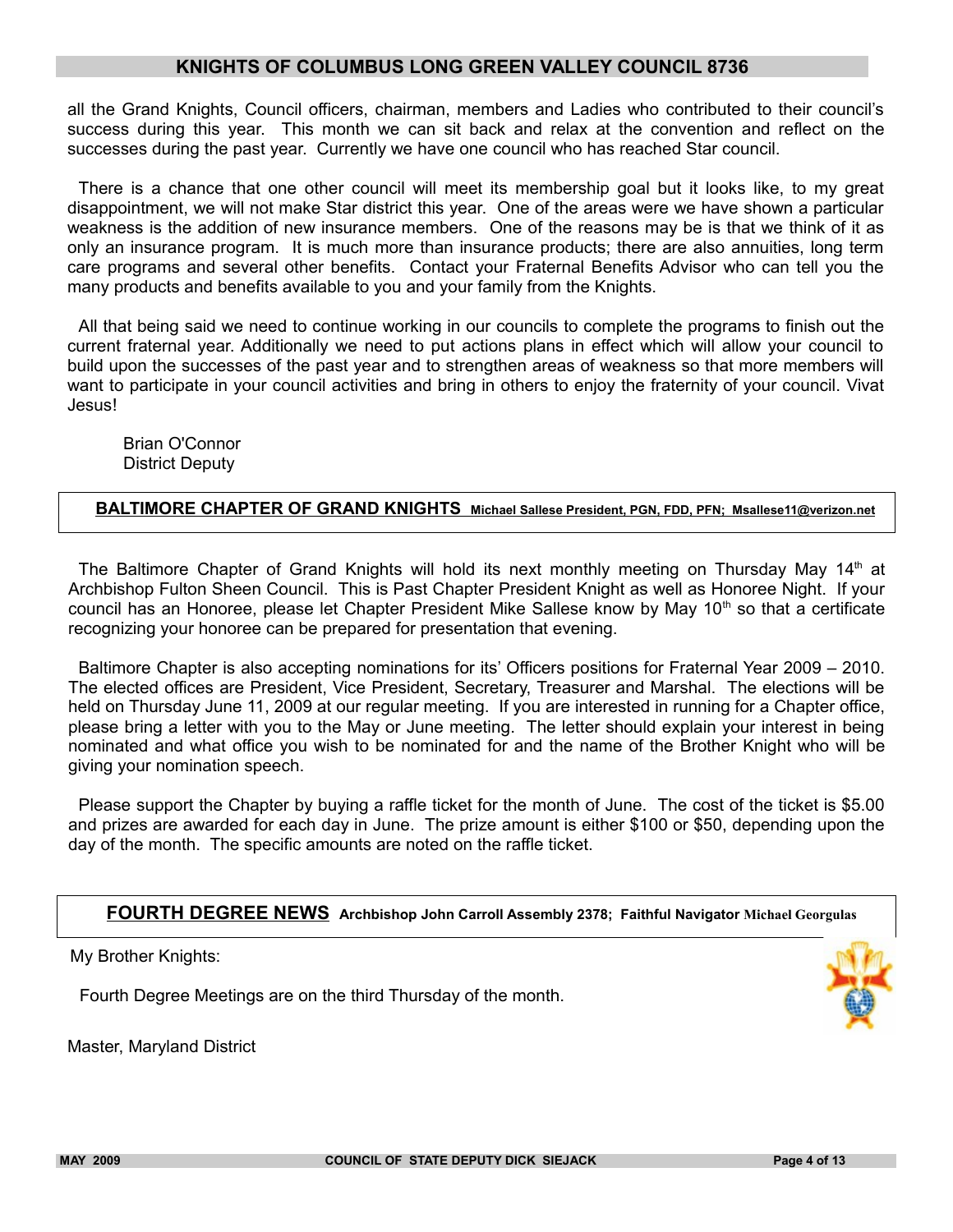all the Grand Knights, Council officers, chairman, members and Ladies who contributed to their council's success during this year. This month we can sit back and relax at the convention and reflect on the successes during the past year. Currently we have one council who has reached Star council.

There is a chance that one other council will meet its membership goal but it looks like, to my great disappointment, we will not make Star district this year. One of the areas were we have shown a particular weakness is the addition of new insurance members. One of the reasons may be is that we think of it as only an insurance program. It is much more than insurance products; there are also annuities, long term care programs and several other benefits. Contact your Fraternal Benefits Advisor who can tell you the many products and benefits available to you and your family from the Knights.

All that being said we need to continue working in our councils to complete the programs to finish out the current fraternal year. Additionally we need to put actions plans in effect which will allow your council to build upon the successes of the past year and to strengthen areas of weakness so that more members will want to participate in your council activities and bring in others to enjoy the fraternity of your council. Vivat Jesus!

Brian O'Connor
District Deputy

## BALTIMORE CHAPTER OF GRAND KNIGHTS **Michael Sallese President, PGN, FDD, PFN; Msallese11@verizon.net**

The Baltimore Chapter of Grand Knights will hold its next monthly meeting on Thursday May 14th at Archbishop Fulton Sheen Council. This is Past Chapter President Knight as well as Honoree Night. If your council has an Honoree, please let Chapter President Mike Sallese know by May 10th so that a certificate recognizing your honoree can be prepared for presentation that evening.

Baltimore Chapter is also accepting nominations for its' Officers positions for Fraternal Year 2009 – 2010. The elected offices are President, Vice President, Secretary, Treasurer and Marshal. The elections will be held on Thursday June 11, 2009 at our regular meeting. If you are interested in running for a Chapter office, please bring a letter with you to the May or June meeting. The letter should explain your interest in being nominated and what office you wish to be nominated for and the name of the Brother Knight who will be giving your nomination speech.

Please support the Chapter by buying a raffle ticket for the month of June. The cost of the ticket is $5.00 and prizes are awarded for each day in June. The prize amount is either $100 or $50, depending upon the day of the month. The specific amounts are noted on the raffle ticket.

## FOURTH DEGREE NEWS **Archbishop John Carroll Assembly 2378; Faithful Navigator Michael Georgulas**

My Brother Knights:

Fourth Degree Meetings are on the third Thursday of the month.

Master, Maryland District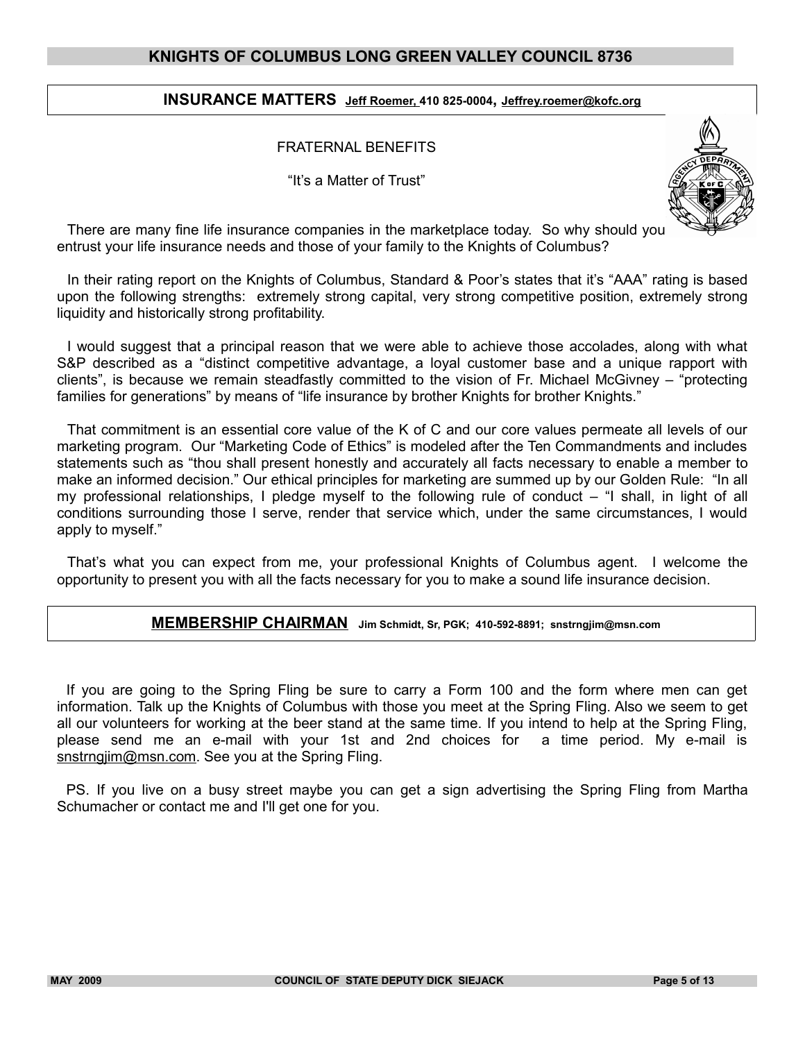## INSURANCE MATTERS Jeff Roemer, 410 825-0004, Jeffrey.roemer@kofc.org

FRATERNAL BENEFITS

"It's a Matter of Trust"

There are many fine life insurance companies in the marketplace today. So why should you entrust your life insurance needs and those of your family to the Knights of Columbus?

In their rating report on the Knights of Columbus, Standard & Poor's states that it's "AAA" rating is based upon the following strengths: extremely strong capital, very strong competitive position, extremely strong liquidity and historically strong profitability.

I would suggest that a principal reason that we were able to achieve those accolades, along with what S&P described as a "distinct competitive advantage, a loyal customer base and a unique rapport with clients", is because we remain steadfastly committed to the vision of Fr. Michael McGivney – "protecting families for generations" by means of "life insurance by brother Knights for brother Knights."

That commitment is an essential core value of the K of C and our core values permeate all levels of our marketing program. Our "Marketing Code of Ethics" is modeled after the Ten Commandments and includes statements such as "thou shall present honestly and accurately all facts necessary to enable a member to make an informed decision." Our ethical principles for marketing are summed up by our Golden Rule: "In all my professional relationships, I pledge myself to the following rule of conduct – "I shall, in light of all conditions surrounding those I serve, render that service which, under the same circumstances, I would apply to myself."

That's what you can expect from me, your professional Knights of Columbus agent. I welcome the opportunity to present you with all the facts necessary for you to make a sound life insurance decision.

## MEMBERSHIP CHAIRMAN Jim Schmidt, Sr, PGK; 410-592-8891; snstrngjim@msn.com

If you are going to the Spring Fling be sure to carry a Form 100 and the form where men can get information. Talk up the Knights of Columbus with those you meet at the Spring Fling. Also we seem to get all our volunteers for working at the beer stand at the same time. If you intend to help at the Spring Fling, please send me an e-mail with your 1st and 2nd choices for a time period. My e-mail is snstrngjim@msn.com. See you at the Spring Fling.

PS. If you live on a busy street maybe you can get a sign advertising the Spring Fling from Martha Schumacher or contact me and I'll get one for you.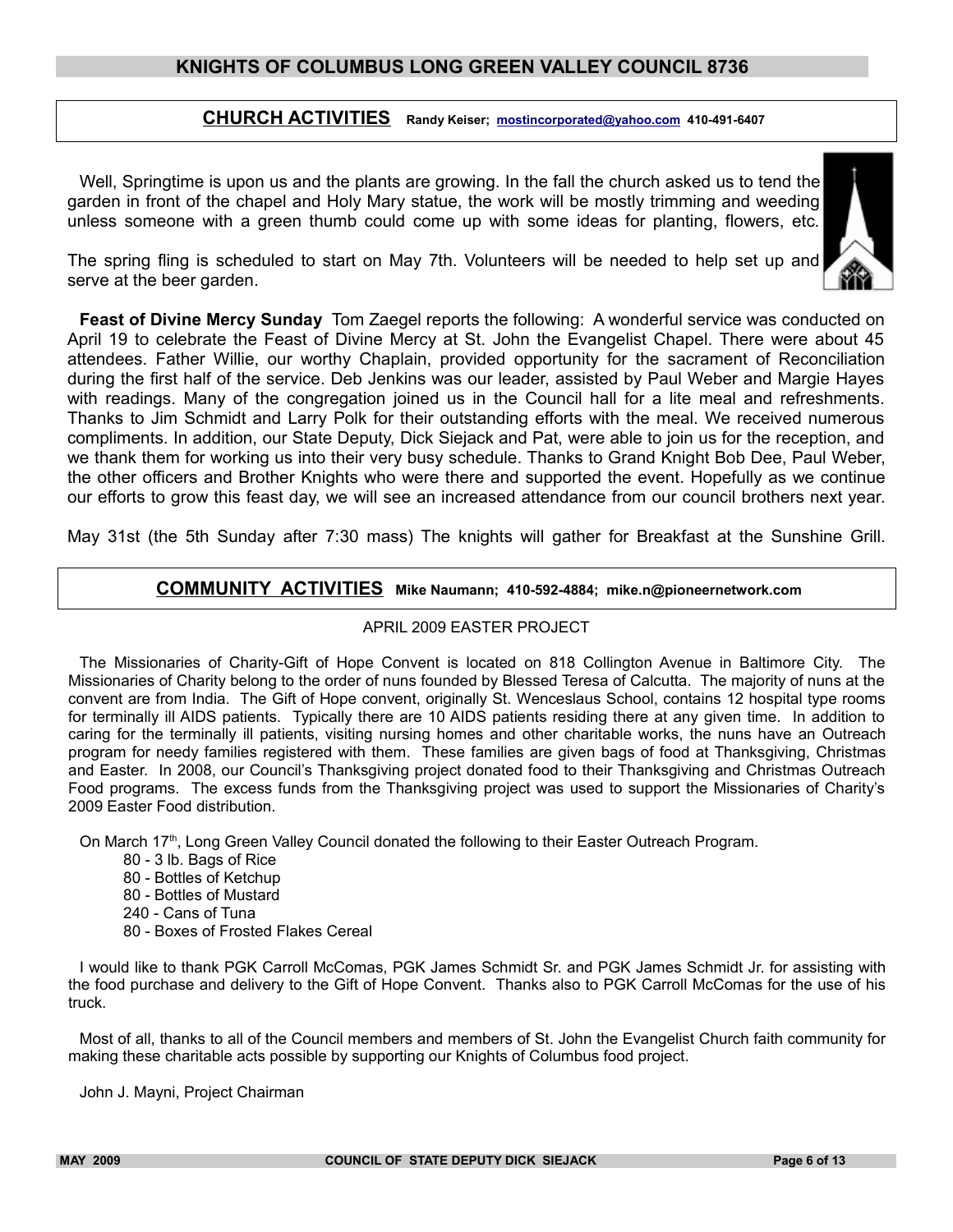## CHURCH ACTIVITIES Randy Keiser; mostincorporated@yahoo.com 410-491-6407

Well, Springtime is upon us and the plants are growing. In the fall the church asked us to tend the garden in front of the chapel and Holy Mary statue, the work will be mostly trimming and weeding unless someone with a green thumb could come up with some ideas for planting, flowers, etc.

The spring fling is scheduled to start on May 7th. Volunteers will be needed to help set up and serve at the beer garden.

**Feast of Divine Mercy Sunday** Tom Zaegel reports the following: A wonderful service was conducted on April 19 to celebrate the Feast of Divine Mercy at St. John the Evangelist Chapel. There were about 45 attendees. Father Willie, our worthy Chaplain, provided opportunity for the sacrament of Reconciliation during the first half of the service. Deb Jenkins was our leader, assisted by Paul Weber and Margie Hayes with readings. Many of the congregation joined us in the Council hall for a lite meal and refreshments. Thanks to Jim Schmidt and Larry Polk for their outstanding efforts with the meal. We received numerous compliments. In addition, our State Deputy, Dick Siejack and Pat, were able to join us for the reception, and we thank them for working us into their very busy schedule. Thanks to Grand Knight Bob Dee, Paul Weber, the other officers and Brother Knights who were there and supported the event. Hopefully as we continue our efforts to grow this feast day, we will see an increased attendance from our council brothers next year.

May 31st (the 5th Sunday after 7:30 mass) The knights will gather for Breakfast at the Sunshine Grill.

## COMMUNITY ACTIVITIES Mike Naumann; 410-592-4884; mike.n@pioneernetwork.com

APRIL 2009 EASTER PROJECT

The Missionaries of Charity-Gift of Hope Convent is located on 818 Collington Avenue in Baltimore City. The Missionaries of Charity belong to the order of nuns founded by Blessed Teresa of Calcutta. The majority of nuns at the convent are from India. The Gift of Hope convent, originally St. Wenceslaus School, contains 12 hospital type rooms for terminally ill AIDS patients. Typically there are 10 AIDS patients residing there at any given time. In addition to caring for the terminally ill patients, visiting nursing homes and other charitable works, the nuns have an Outreach program for needy families registered with them. These families are given bags of food at Thanksgiving, Christmas and Easter. In 2008, our Council's Thanksgiving project donated food to their Thanksgiving and Christmas Outreach Food programs. The excess funds from the Thanksgiving project was used to support the Missionaries of Charity's 2009 Easter Food distribution.

On March 17th, Long Green Valley Council donated the following to their Easter Outreach Program.

- 80 - 3 lb. Bags of Rice
- 80 - Bottles of Ketchup
- 80 - Bottles of Mustard
- 240 - Cans of Tuna
- 80 - Boxes of Frosted Flakes Cereal

I would like to thank PGK Carroll McComas, PGK James Schmidt Sr. and PGK James Schmidt Jr. for assisting with the food purchase and delivery to the Gift of Hope Convent. Thanks also to PGK Carroll McComas for the use of his truck.

Most of all, thanks to all of the Council members and members of St. John the Evangelist Church faith community for making these charitable acts possible by supporting our Knights of Columbus food project.

John J. Mayni, Project Chairman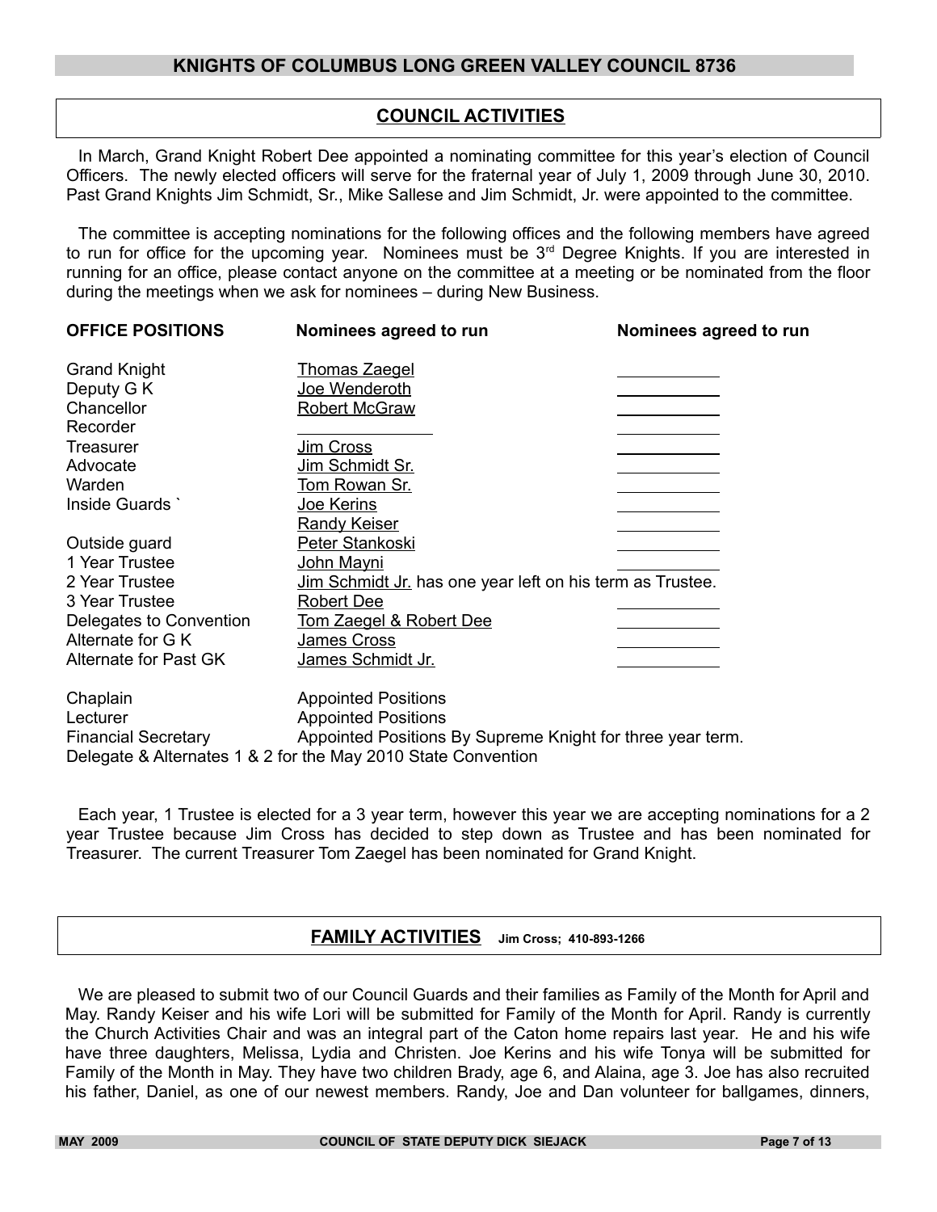## COUNCIL ACTIVITIES

In March, Grand Knight Robert Dee appointed a nominating committee for this year's election of Council Officers. The newly elected officers will serve for the fraternal year of July 1, 2009 through June 30, 2010. Past Grand Knights Jim Schmidt, Sr., Mike Sallese and Jim Schmidt, Jr. were appointed to the committee.

The committee is accepting nominations for the following offices and the following members have agreed to run for office for the upcoming year. Nominees must be 3rd Degree Knights. If you are interested in running for an office, please contact anyone on the committee at a meeting or be nominated from the floor during the meetings when we ask for nominees – during New Business.

| OFFICE POSITIONS | Nominees agreed to run | Nominees agreed to run |
|---|---|---|
| Grand Knight | Thomas Zaegel | ___________ |
| Deputy G K | Joe Wenderoth | ___________ |
| Chancellor | Robert McGraw | ___________ |
| Recorder | ___________ | ___________ |
| Treasurer | Jim Cross | ___________ |
| Advocate | Jim Schmidt Sr. | ___________ |
| Warden | Tom Rowan Sr. | ___________ |
| Inside Guards ` | Joe Kerins | ___________ |
| | Randy Keiser | ___________ |
| Outside guard | Peter Stankoski | ___________ |
| 1 Year Trustee | John Mayni | ___________ |
| 2 Year Trustee | Jim Schmidt Jr. has one year left on his term as Trustee. | |
| 3 Year Trustee | Robert Dee | ___________ |
| Delegates to Convention | Tom Zaegel & Robert Dee | ___________ |
| Alternate for G K | James Cross | ___________ |
| Alternate for Past GK | James Schmidt Jr. | ___________ |

| | |
|---|---|
| Chaplain | Appointed Positions |
| Lecturer | Appointed Positions |
| Financial Secretary | Appointed Positions By Supreme Knight for three year term. |

Delegate & Alternates 1 & 2 for the May 2010 State Convention

Each year, 1 Trustee is elected for a 3 year term, however this year we are accepting nominations for a 2 year Trustee because Jim Cross has decided to step down as Trustee and has been nominated for Treasurer. The current Treasurer Tom Zaegel has been nominated for Grand Knight.

## FAMILY ACTIVITIES Jim Cross; 410-893-1266

We are pleased to submit two of our Council Guards and their families as Family of the Month for April and May. Randy Keiser and his wife Lori will be submitted for Family of the Month for April. Randy is currently the Church Activities Chair and was an integral part of the Caton home repairs last year. He and his wife have three daughters, Melissa, Lydia and Christen. Joe Kerins and his wife Tonya will be submitted for Family of the Month in May. They have two children Brady, age 6, and Alaina, age 3. Joe has also recruited his father, Daniel, as one of our newest members. Randy, Joe and Dan volunteer for ballgames, dinners,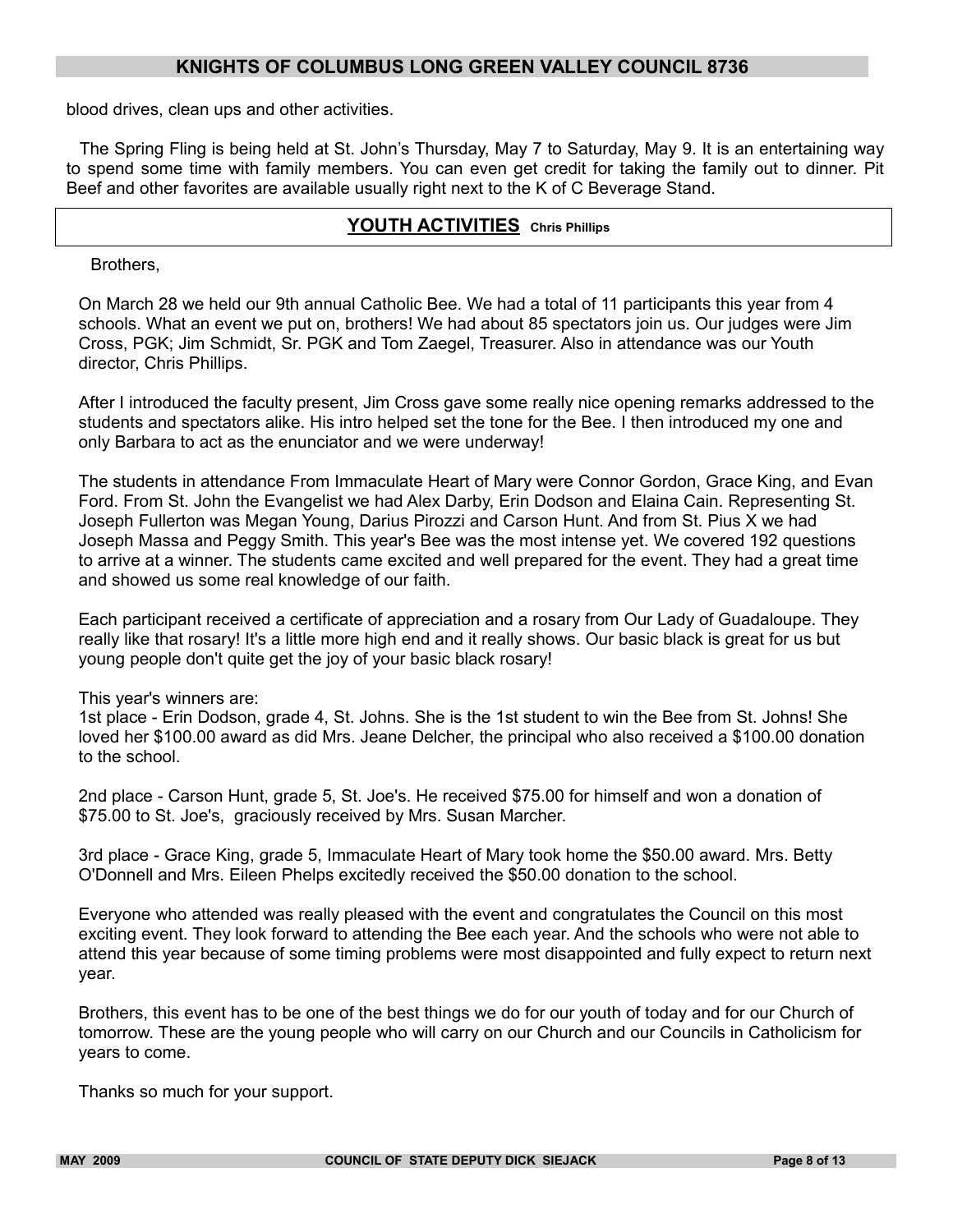blood drives, clean ups and other activities.

The Spring Fling is being held at St. John's Thursday, May 7 to Saturday, May 9. It is an entertaining way to spend some time with family members. You can even get credit for taking the family out to dinner. Pit Beef and other favorites are available usually right next to the K of C Beverage Stand.

## YOUTH ACTIVITIES Chris Phillips

Brothers,

On March 28 we held our 9th annual Catholic Bee. We had a total of 11 participants this year from 4 schools. What an event we put on, brothers! We had about 85 spectators join us. Our judges were Jim Cross, PGK; Jim Schmidt, Sr. PGK and Tom Zaegel, Treasurer. Also in attendance was our Youth director, Chris Phillips.

After I introduced the faculty present, Jim Cross gave some really nice opening remarks addressed to the students and spectators alike. His intro helped set the tone for the Bee. I then introduced my one and only Barbara to act as the enunciator and we were underway!

The students in attendance From Immaculate Heart of Mary were Connor Gordon, Grace King, and Evan Ford. From St. John the Evangelist we had Alex Darby, Erin Dodson and Elaina Cain. Representing St. Joseph Fullerton was Megan Young, Darius Pirozzi and Carson Hunt. And from St. Pius X we had Joseph Massa and Peggy Smith. This year's Bee was the most intense yet. We covered 192 questions to arrive at a winner. The students came excited and well prepared for the event. They had a great time and showed us some real knowledge of our faith.

Each participant received a certificate of appreciation and a rosary from Our Lady of Guadaloupe. They really like that rosary! It's a little more high end and it really shows. Our basic black is great for us but young people don't quite get the joy of your basic black rosary!

This year's winners are:
1st place - Erin Dodson, grade 4, St. Johns. She is the 1st student to win the Bee from St. Johns! She loved her $100.00 award as did Mrs. Jeane Delcher, the principal who also received a $100.00 donation to the school.

2nd place - Carson Hunt, grade 5, St. Joe's. He received $75.00 for himself and won a donation of $75.00 to St. Joe's, graciously received by Mrs. Susan Marcher.

3rd place - Grace King, grade 5, Immaculate Heart of Mary took home the $50.00 award. Mrs. Betty O'Donnell and Mrs. Eileen Phelps excitedly received the $50.00 donation to the school.

Everyone who attended was really pleased with the event and congratulates the Council on this most exciting event. They look forward to attending the Bee each year. And the schools who were not able to attend this year because of some timing problems were most disappointed and fully expect to return next year.

Brothers, this event has to be one of the best things we do for our youth of today and for our Church of tomorrow. These are the young people who will carry on our Church and our Councils in Catholicism for years to come.

Thanks so much for your support.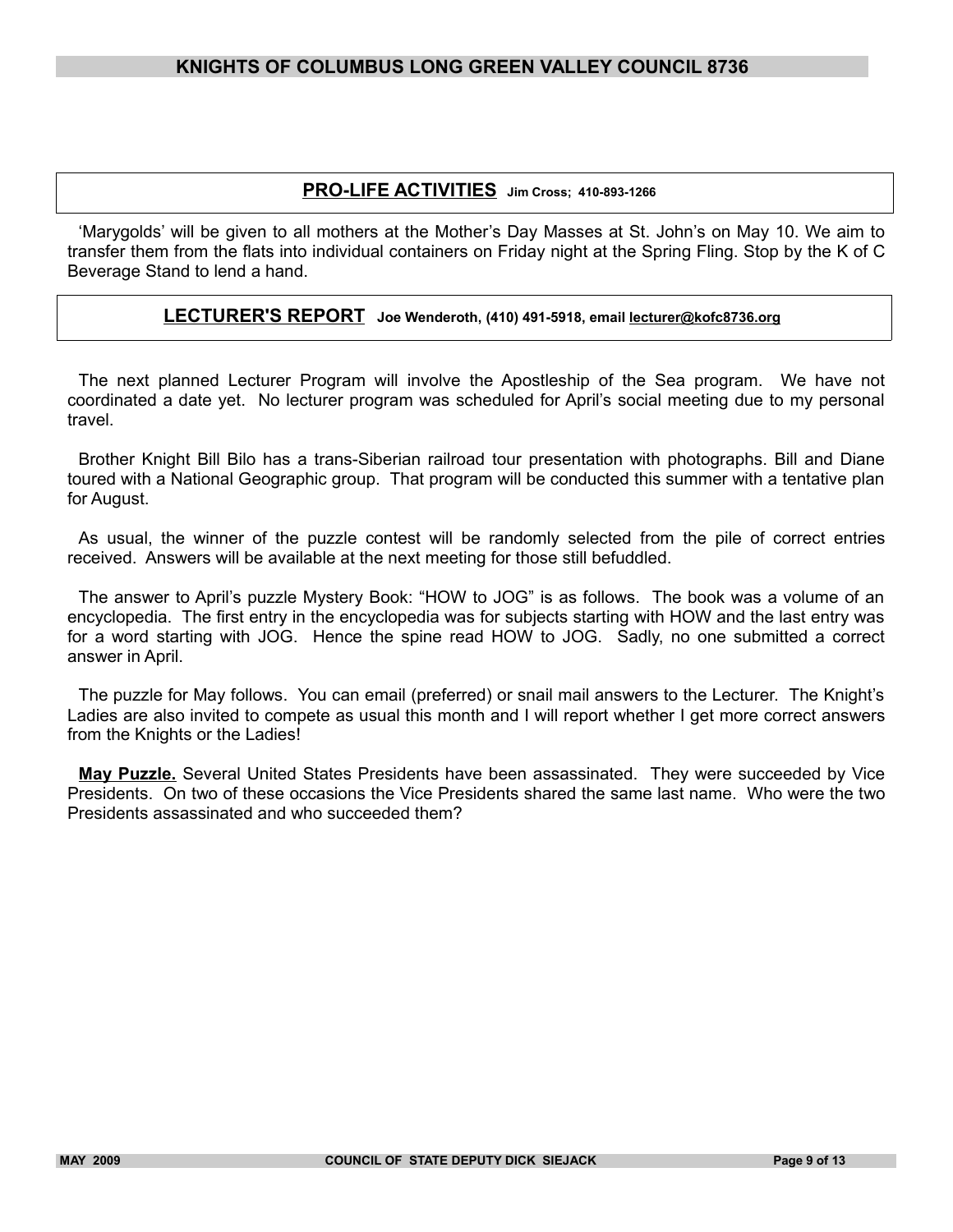## PRO-LIFE ACTIVITIES Jim Cross; 410-893-1266

'Marygolds' will be given to all mothers at the Mother's Day Masses at St. John's on May 10. We aim to transfer them from the flats into individual containers on Friday night at the Spring Fling. Stop by the K of C Beverage Stand to lend a hand.

## LECTURER'S REPORT Joe Wenderoth, (410) 491-5918, email lecturer@kofc8736.org

The next planned Lecturer Program will involve the Apostleship of the Sea program. We have not coordinated a date yet. No lecturer program was scheduled for April's social meeting due to my personal travel.

Brother Knight Bill Bilo has a trans-Siberian railroad tour presentation with photographs. Bill and Diane toured with a National Geographic group. That program will be conducted this summer with a tentative plan for August.

As usual, the winner of the puzzle contest will be randomly selected from the pile of correct entries received. Answers will be available at the next meeting for those still befuddled.

The answer to April's puzzle Mystery Book: "HOW to JOG" is as follows. The book was a volume of an encyclopedia. The first entry in the encyclopedia was for subjects starting with HOW and the last entry was for a word starting with JOG. Hence the spine read HOW to JOG. Sadly, no one submitted a correct answer in April.

The puzzle for May follows. You can email (preferred) or snail mail answers to the Lecturer. The Knight's Ladies are also invited to compete as usual this month and I will report whether I get more correct answers from the Knights or the Ladies!

**May Puzzle.** Several United States Presidents have been assassinated. They were succeeded by Vice Presidents. On two of these occasions the Vice Presidents shared the same last name. Who were the two Presidents assassinated and who succeeded them?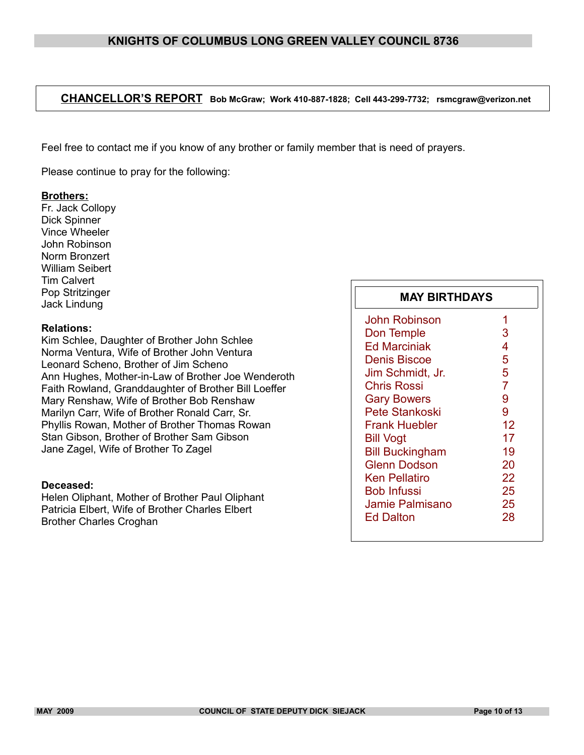## CHANCELLOR'S REPORT **Bob McGraw; Work 410-887-1828; Cell 443-299-7732; rsmcgraw@verizon.net**

Feel free to contact me if you know of any brother or family member that is need of prayers.

Please continue to pray for the following:

**Brothers:**

Fr. Jack Collopy
Dick Spinner
Vince Wheeler
John Robinson
Norm Bronzert
William Seibert
Tim Calvert
Pop Stritzinger
Jack Lindung

**Relations:**

Kim Schlee, Daughter of Brother John Schlee
Norma Ventura, Wife of Brother John Ventura
Leonard Scheno, Brother of Jim Scheno
Ann Hughes, Mother-in-Law of Brother Joe Wenderoth
Faith Rowland, Granddaughter of Brother Bill Loeffer
Mary Renshaw, Wife of Brother Bob Renshaw
Marilyn Carr, Wife of Brother Ronald Carr, Sr.
Phyllis Rowan, Mother of Brother Thomas Rowan
Stan Gibson, Brother of Brother Sam Gibson
Jane Zagel, Wife of Brother To Zagel

**Deceased:**

Helen Oliphant, Mother of Brother Paul Oliphant
Patricia Elbert, Wife of Brother Charles Elbert
Brother Charles Croghan

### MAY BIRTHDAYS

| Name | Day |
|---|---|
| John Robinson | 1 |
| Don Temple | 3 |
| Ed Marciniak | 4 |
| Denis Biscoe | 5 |
| Jim Schmidt, Jr. | 5 |
| Chris Rossi | 7 |
| Gary Bowers | 9 |
| Pete Stankoski | 9 |
| Frank Huebler | 12 |
| Bill Vogt | 17 |
| Bill Buckingham | 19 |
| Glenn Dodson | 20 |
| Ken Pellatiro | 22 |
| Bob Infussi | 25 |
| Jamie Palmisano | 25 |
| Ed Dalton | 28 |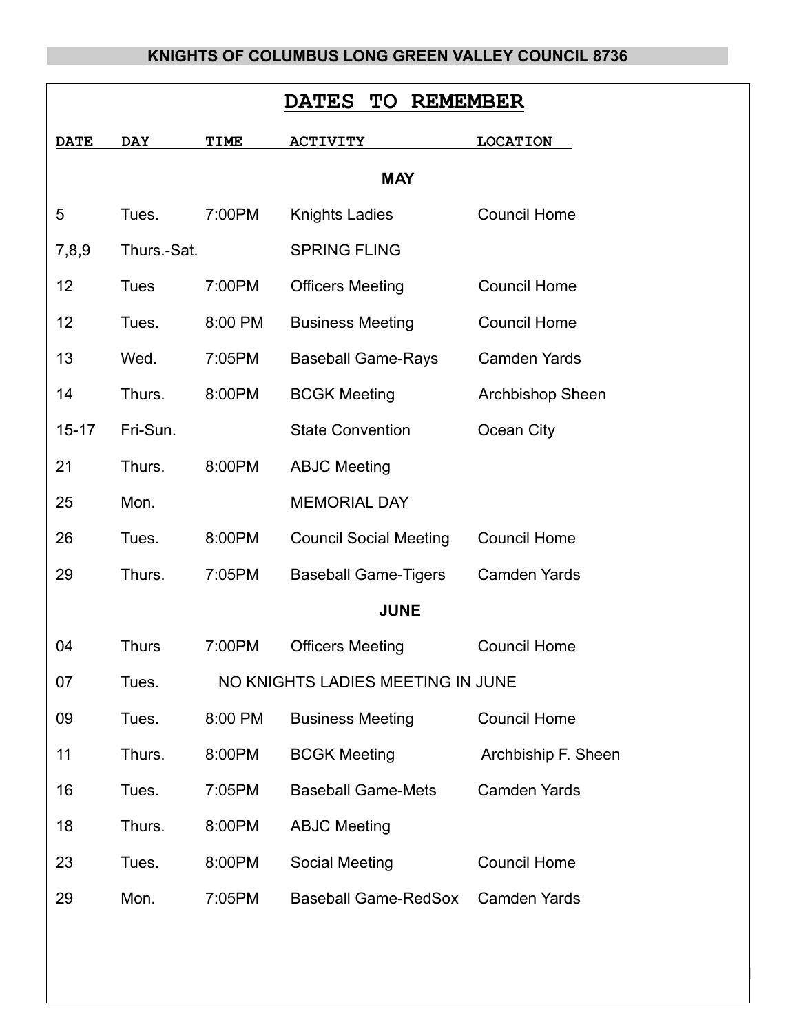## KNIGHTS OF COLUMBUS LONG GREEN VALLEY COUNCIL 8736

# DATES TO REMEMBER

| DATE | DAY | TIME | ACTIVITY | LOCATION |
|---|---|---|---|---|
| | | | **MAY** | |
| 5 | Tues. | 7:00PM | Knights Ladies | Council Home |
| 7,8,9 | Thurs.-Sat. | | SPRING FLING | |
| 12 | Tues | 7:00PM | Officers Meeting | Council Home |
| 12 | Tues. | 8:00 PM | Business Meeting | Council Home |
| 13 | Wed. | 7:05PM | Baseball Game-Rays | Camden Yards |
| 14 | Thurs. | 8:00PM | BCGK Meeting | Archbishop Sheen |
| 15-17 | Fri-Sun. | | State Convention | Ocean City |
| 21 | Thurs. | 8:00PM | ABJC Meeting | |
| 25 | Mon. | | MEMORIAL DAY | |
| 26 | Tues. | 8:00PM | Council Social Meeting | Council Home |
| 29 | Thurs. | 7:05PM | Baseball Game-Tigers | Camden Yards |
| | | | **JUNE** | |
| 04 | Thurs | 7:00PM | Officers Meeting | Council Home |
| 07 | Tues. | NO KNIGHTS LADIES MEETING IN JUNE | | |
| 09 | Tues. | 8:00 PM | Business Meeting | Council Home |
| 11 | Thurs. | 8:00PM | BCGK Meeting | Archbiship F. Sheen |
| 16 | Tues. | 7:05PM | Baseball Game-Mets | Camden Yards |
| 18 | Thurs. | 8:00PM | ABJC Meeting | |
| 23 | Tues. | 8:00PM | Social Meeting | Council Home |
| 29 | Mon. | 7:05PM | Baseball Game-RedSox | Camden Yards |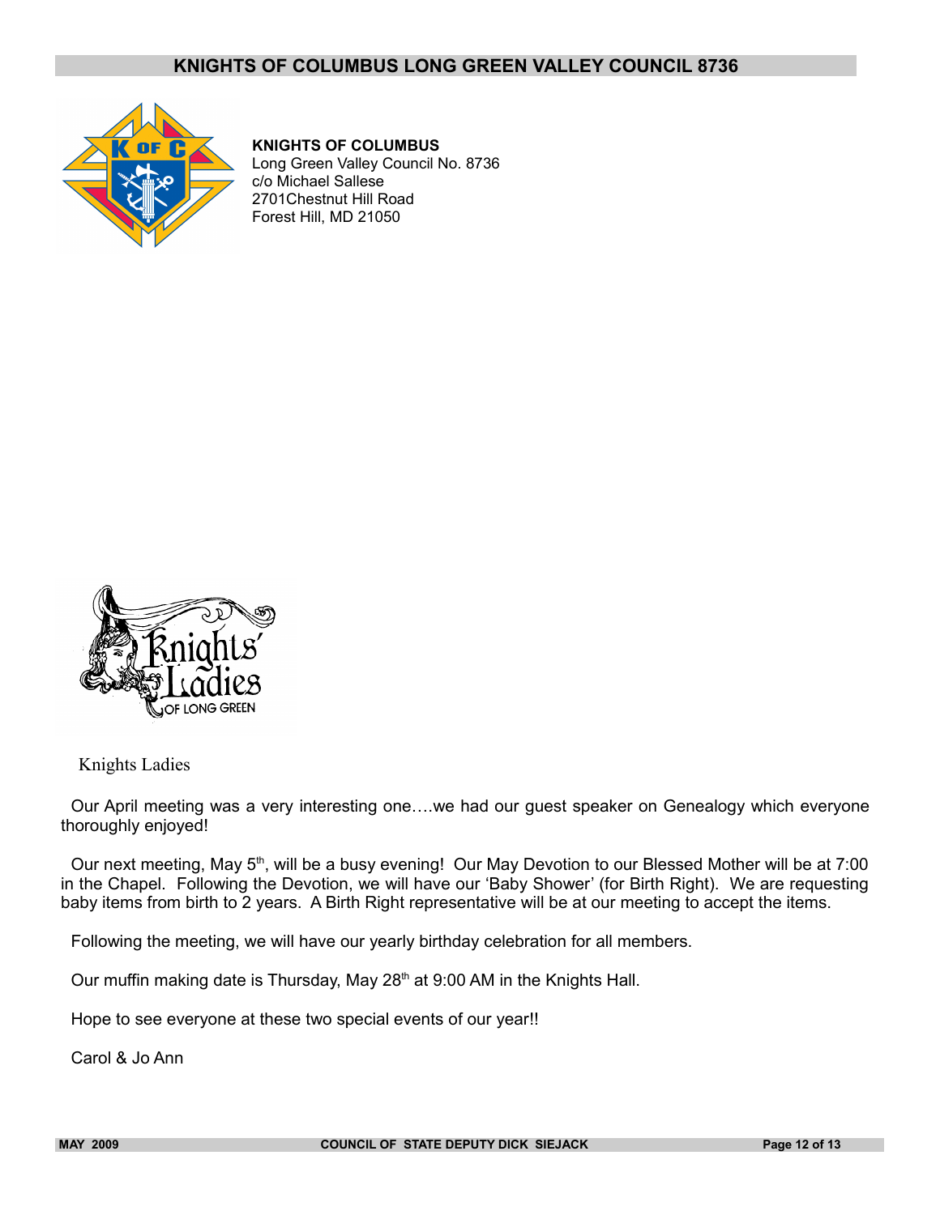**KNIGHTS OF COLUMBUS**
Long Green Valley Council No. 8736
c/o Michael Sallese
2701Chestnut Hill Road
Forest Hill, MD 21050

Knights Ladies

Our April meeting was a very interesting one….we had our guest speaker on Genealogy which everyone thoroughly enjoyed!

Our next meeting, May 5th, will be a busy evening! Our May Devotion to our Blessed Mother will be at 7:00 in the Chapel. Following the Devotion, we will have our 'Baby Shower' (for Birth Right). We are requesting baby items from birth to 2 years. A Birth Right representative will be at our meeting to accept the items.

Following the meeting, we will have our yearly birthday celebration for all members.

Our muffin making date is Thursday, May 28th at 9:00 AM in the Knights Hall.

Hope to see everyone at these two special events of our year!!

Carol & Jo Ann